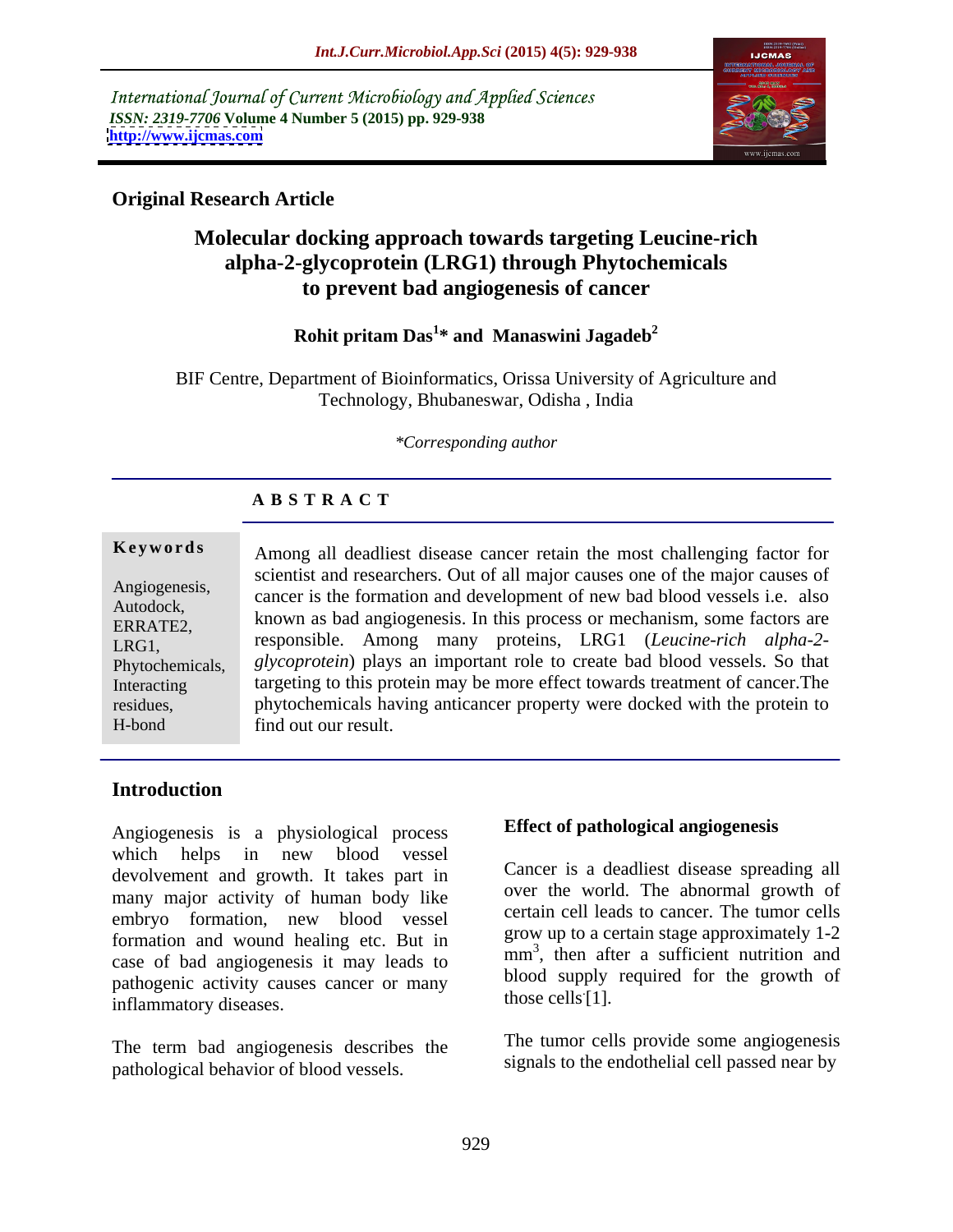International Journal of Current Microbiology and Applied Sciences
*ISSN: 2319-7706* **Volume 4 Number 5 (2015) pp. 929-938**
**http://www.ijcmas.com**

**Original Research Article**

# Molecular docking approach towards targeting Leucine-rich alpha-2-glycoprotein (LRG1) through Phytochemicals to prevent bad angiogenesis of cancer

**Rohit pritam Das[1]* and Manaswini Jagadeb[2]**

BIF Centre, Department of Bioinformatics, Orissa University of Agriculture and Technology, Bhubaneswar, Odisha , India

*\*Corresponding author*

## A B S T R A C T

**Keywords**

Angiogenesis, Autodock, ERRATE2, LRG1, Phytochemicals, Interacting residues, H-bond

Among all deadliest disease cancer retain the most challenging factor for scientist and researchers. Out of all major causes one of the major causes of cancer is the formation and development of new bad blood vessels i.e. also known as bad angiogenesis. In this process or mechanism, some factors are responsible. Among many proteins, LRG1 (*Leucine-rich alpha-2-glycoprotein*) plays an important role to create bad blood vessels. So that targeting to this protein may be more effect towards treatment of cancer.The phytochemicals having anticancer property were docked with the protein to find out our result.

## Introduction

Angiogenesis is a physiological process which helps in new blood vessel devolvement and growth. It takes part in many major activity of human body like embryo formation, new blood vessel formation and wound healing etc. But in case of bad angiogenesis it may leads to pathogenic activity causes cancer or many inflammatory diseases.

The term bad angiogenesis describes the pathological behavior of blood vessels.

### Effect of pathological angiogenesis

Cancer is a deadliest disease spreading all over the world. The abnormal growth of certain cell leads to cancer. The tumor cells grow up to a certain stage approximately 1-2 $mm^3$, then after a sufficient nutrition and blood supply required for the growth of those cells [1].

The tumor cells provide some angiogenesis signals to the endothelial cell passed near by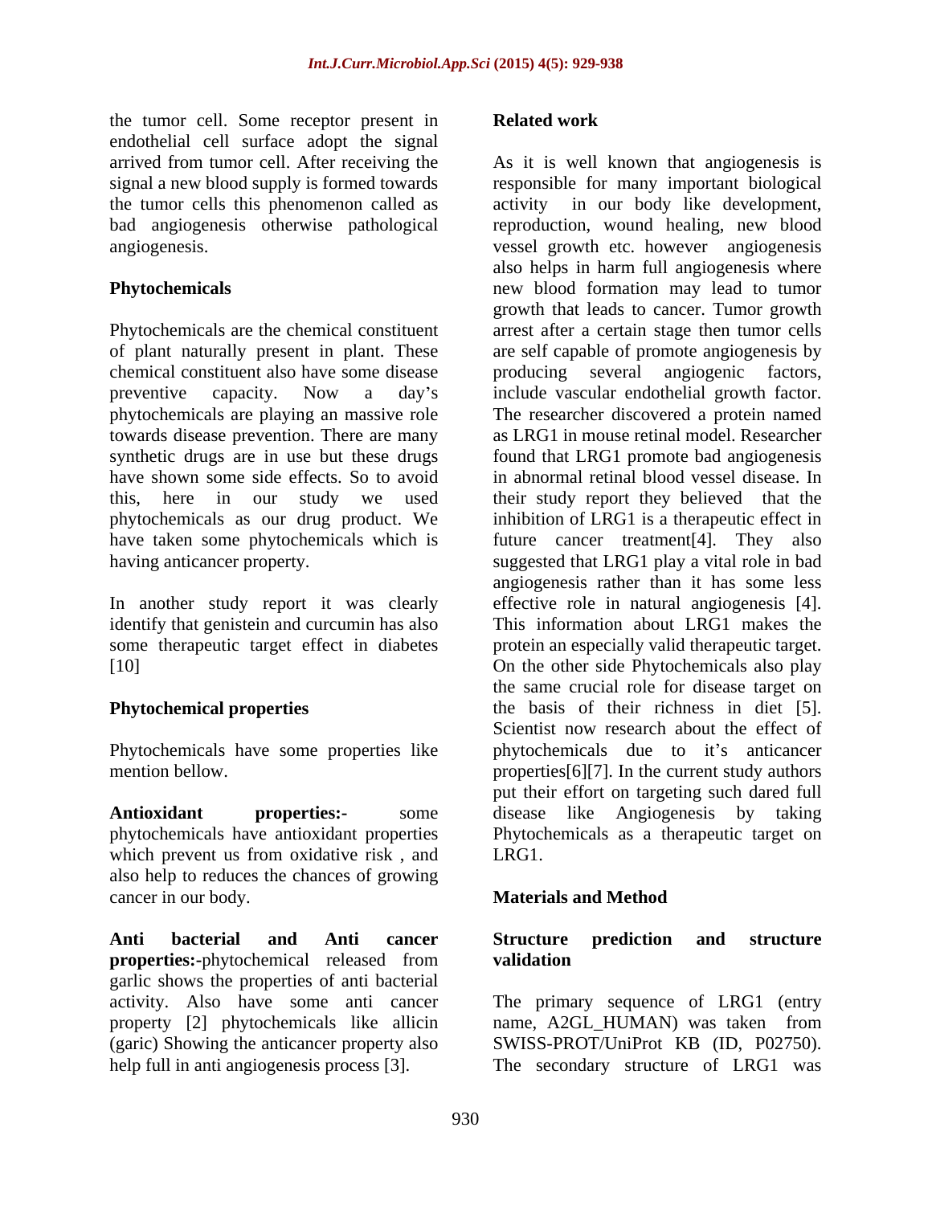the tumor cell. Some receptor present in endothelial cell surface adopt the signal arrived from tumor cell. After receiving the signal a new blood supply is formed towards the tumor cells this phenomenon called as bad angiogenesis otherwise pathological angiogenesis.

## Phytochemicals

Phytochemicals are the chemical constituent of plant naturally present in plant. These chemical constituent also have some disease preventive capacity. Now a day's phytochemicals are playing an massive role towards disease prevention. There are many synthetic drugs are in use but these drugs have shown some side effects. So to avoid this, here in our study we used phytochemicals as our drug product. We have taken some phytochemicals which is having anticancer property.

In another study report it was clearly identify that genistein and curcumin has also some therapeutic target effect in diabetes [10]

## Phytochemical properties

Phytochemicals have some properties like mention bellow.

**Antioxidant properties:-** some phytochemicals have antioxidant properties which prevent us from oxidative risk , and also help to reduces the chances of growing cancer in our body.

**Anti bacterial and Anti cancer properties:-**phytochemical released from garlic shows the properties of anti bacterial activity. Also have some anti cancer property [2] phytochemicals like allicin (garic) Showing the anticancer property also help full in anti angiogenesis process [3].

## Related work

As it is well known that angiogenesis is responsible for many important biological activity in our body like development, reproduction, wound healing, new blood vessel growth etc. however angiogenesis also helps in harm full angiogenesis where new blood formation may lead to tumor growth that leads to cancer. Tumor growth arrest after a certain stage then tumor cells are self capable of promote angiogenesis by producing several angiogenic factors, include vascular endothelial growth factor. The researcher discovered a protein named as LRG1 in mouse retinal model. Researcher found that LRG1 promote bad angiogenesis in abnormal retinal blood vessel disease. In their study report they believed that the inhibition of LRG1 is a therapeutic effect in future cancer treatment[4]. They also suggested that LRG1 play a vital role in bad angiogenesis rather than it has some less effective role in natural angiogenesis [4]. This information about LRG1 makes the protein an especially valid therapeutic target. On the other side Phytochemicals also play the same crucial role for disease target on the basis of their richness in diet [5]. Scientist now research about the effect of phytochemicals due to it's anticancer properties[6][7]. In the current study authors put their effort on targeting such dared full disease like Angiogenesis by taking Phytochemicals as a therapeutic target on LRG1.

## Materials and Method

### Structure prediction and structure validation

The primary sequence of LRG1 (entry name, A2GL_HUMAN) was taken from SWISS-PROT/UniProt KB (ID, P02750). The secondary structure of LRG1 was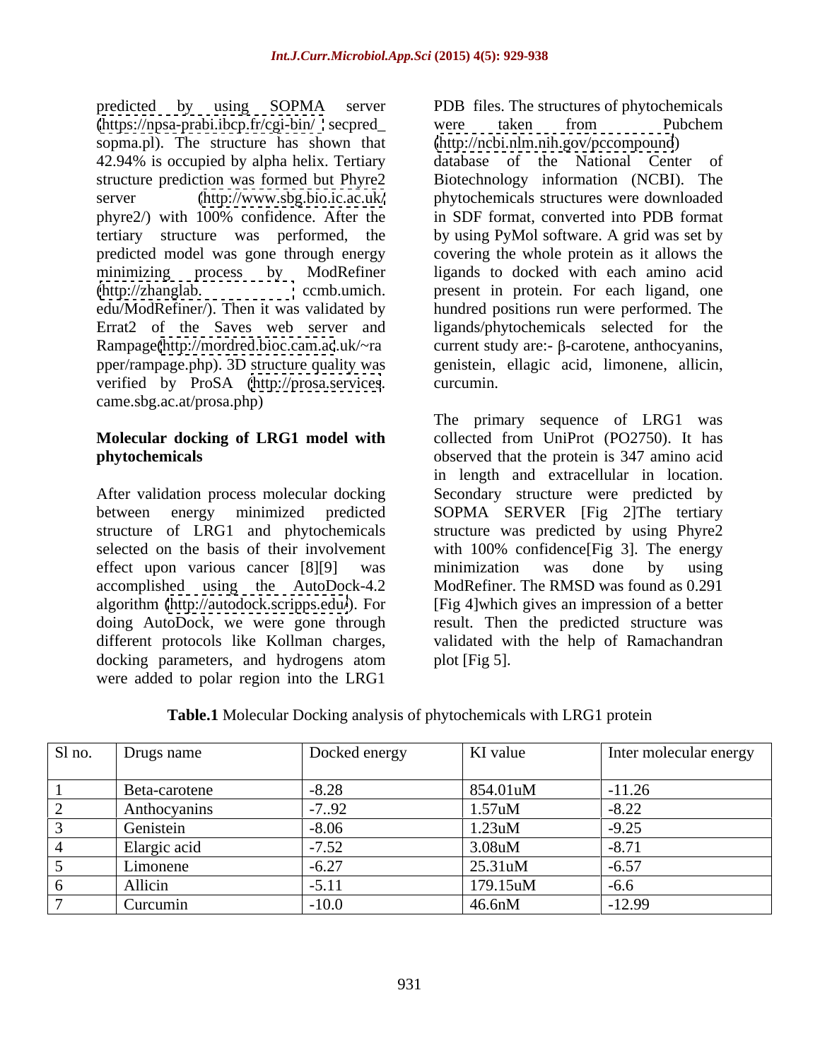predicted by using SOPMA server (https://npsa-prabi.ibcp.fr/cgi-bin/ secpred_ sopma.pl). The structure has shown that 42.94% is occupied by alpha helix. Tertiary structure prediction was formed but Phyre2 server (http://www.sbg.bio.ic.ac.uk/ phyre2/) with 100% confidence. After the tertiary structure was performed, the predicted model was gone through energy minimizing process by ModRefiner (http://zhanglab. ccmb.umich. edu/ModRefiner/). Then it was validated by Errat2 of the Saves web server and Rampage(http://mordred.bioc.cam.ac.uk/~ra pper/rampage.php). 3D structure quality was verified by ProSA (http://prosa.services. came.sbg.ac.at/prosa.php)

**Molecular docking of LRG1 model with phytochemicals**

After validation process molecular docking between energy minimized predicted structure of LRG1 and phytochemicals selected on the basis of their involvement effect upon various cancer [8][9] was accomplished using the AutoDock-4.2 algorithm (http://autodock.scripps.edu/). For doing AutoDock, we were gone through different protocols like Kollman charges, docking parameters, and hydrogens atom were added to polar region into the LRG1 PDB files. The structures of phytochemicals were taken from Pubchem (http://ncbi.nlm.nih.gov/pccompound) database of the National Center of Biotechnology information (NCBI). The phytochemicals structures were downloaded in SDF format, converted into PDB format by using PyMol software. A grid was set by covering the whole protein as it allows the ligands to docked with each amino acid present in protein. For each ligand, one hundred positions run were performed. The ligands/phytochemicals selected for the current study are:- β-carotene, anthocyanins, genistein, ellagic acid, limonene, allicin, curcumin.

The primary sequence of LRG1 was collected from UniProt (PO2750). It has observed that the protein is 347 amino acid in length and extracellular in location. Secondary structure were predicted by SOPMA SERVER [Fig 2]The tertiary structure was predicted by using Phyre2 with 100% confidence[Fig 3]. The energy minimization was done by using ModRefiner. The RMSD was found as 0.291 [Fig 4]which gives an impression of a better result. Then the predicted structure was validated with the help of Ramachandran plot [Fig 5].

**Table.1** Molecular Docking analysis of phytochemicals with LRG1 protein

| Sl no. | Drugs name | Docked energy | KI value | Inter molecular energy |
|---|---|---|---|---|
| 1 | Beta-carotene | -8.28 | 854.01uM | -11.26 |
| 2 | Anthocyanins | -7..92 | 1.57uM | -8.22 |
| 3 | Genistein | -8.06 | 1.23uM | -9.25 |
| 4 | Elargic acid | -7.52 | 3.08uM | -8.71 |
| 5 | Limonene | -6.27 | 25.31uM | -6.57 |
| 6 | Allicin | -5.11 | 179.15uM | -6.6 |
| 7 | Curcumin | -10.0 | 46.6nM | -12.99 |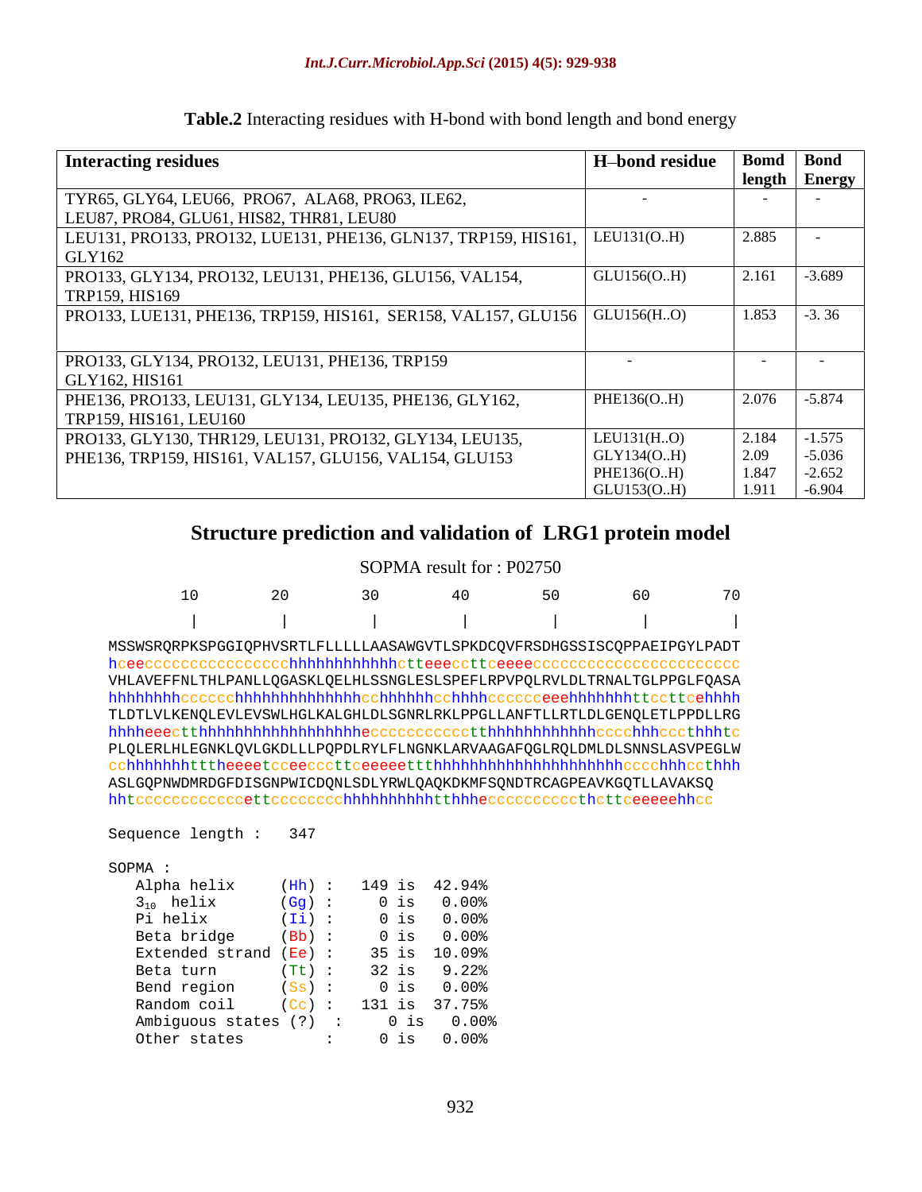**Table.2** Interacting residues with H-bond with bond length and bond energy

| Interacting residues | H–bond residue | Bomd length | Bond Energy |
|---|---|---|---|
| TYR65, GLY64, LEU66, PRO67, ALA68, PRO63, ILE62, LEU87, PRO84, GLU61, HIS82, THR81, LEU80 | - | - | - |
| LEU131, PRO133, PRO132, LUE131, PHE136, GLN137, TRP159, HIS161, GLY162 | LEU131(O..H) | 2.885 | - |
| PRO133, GLY134, PRO132, LEU131, PHE136, GLU156, VAL154, TRP159, HIS169 | GLU156(O..H) | 2.161 | -3.689 |
| PRO133, LUE131, PHE136, TRP159, HIS161, SER158, VAL157, GLU156 | GLU156(H..O) | 1.853 | -3. 36 |
| PRO133, GLY134, PRO132, LEU131, PHE136, TRP159 GLY162, HIS161 | - | - | - |
| PHE136, PRO133, LEU131, GLY134, LEU135, PHE136, GLY162, TRP159, HIS161, LEU160 | PHE136(O..H) | 2.076 | -5.874 |
| PRO133, GLY130, THR129, LEU131, PRO132, GLY134, LEU135, PHE136, TRP159, HIS161, VAL157, GLU156, VAL154, GLU153 | LEU131(H..O)<br>GLY134(O..H)<br>PHE136(O..H)<br>GLU153(O..H) | 2.184<br>2.09<br>1.847<br>1.911 | -1.575<br>-5.036<br>-2.652<br>-6.904 |

## Structure prediction and validation of LRG1 protein model

SOPMA result for : P02750

```
        10        20        30        40        50        60        70
         |         |         |         |         |         |         |
MSSWSRQRPKSPGGIQPHVSRTLFLLLLLAASAWGVTLSPKDCQVFRSDHGSSISCQPPAEIPGYLPADT
hceecccccccccccccccchhhhhhhhhhhcttteeeccttceeeecccccccccccccccccccccccc
VHLAVEFFNLTHLPANLLQGASKLQELHLSSNGLESLSPEFLRPVPQLRVLDLTRNALTGLPPGLFQASA
hhhhhhhhcccccchhhhhhhhhhhhhhcchhhhhhcchhhhccccccceeehhhhhhhttccttcehhhh
TLDTLVLKENQLEVLEVSWLHGLKALGHLDLSGNRLRKLPPGLLANFTLLRTLDLGENQLETLPPDLLRG
hhhheeecctthhhhhhhhhhhhhhhhhhecccccccccccctthhhhhhhhhhhhcccchhhccchhhhtc
PLQLERLHLEGNKLQVLGKDLLLPQPDLRYLFLNGNKLARVAAGAFQGLRQLDMLDLSNNSLASVPEGLW
cchhhhhhhttheeeetcceeccccttceeeeetttthhhhhhhhhhhhhhhhhhhhhccccchhhcchhhh
ASLGQPNWDMRDGFDISGNPWICDQNLSDLYRWLQAQKDKMFSQNDTRCAGPEAVKGQTLLAVAKSQ
hhtcccccccccccccettcccccccchhhhhhhhhhtthhhecccccccccccthcttceeeeehhcc
```

Sequence length : 347

```
SOPMA :
   Alpha helix     (Hh) :   149 is  42.94%
   3_10 helix      (Gg) :     0 is   0.00%
   Pi helix        (Ii) :     0 is   0.00%
   Beta bridge     (Bb) :     0 is   0.00%
   Extended strand (Ee) :    35 is  10.09%
   Beta turn       (Tt) :    32 is   9.22%
   Bend region     (Ss) :     0 is   0.00%
   Random coil     (Cc) :   131 is  37.75%
   Ambiguous states (?) :     0 is   0.00%
   Other states         :     0 is   0.00%
```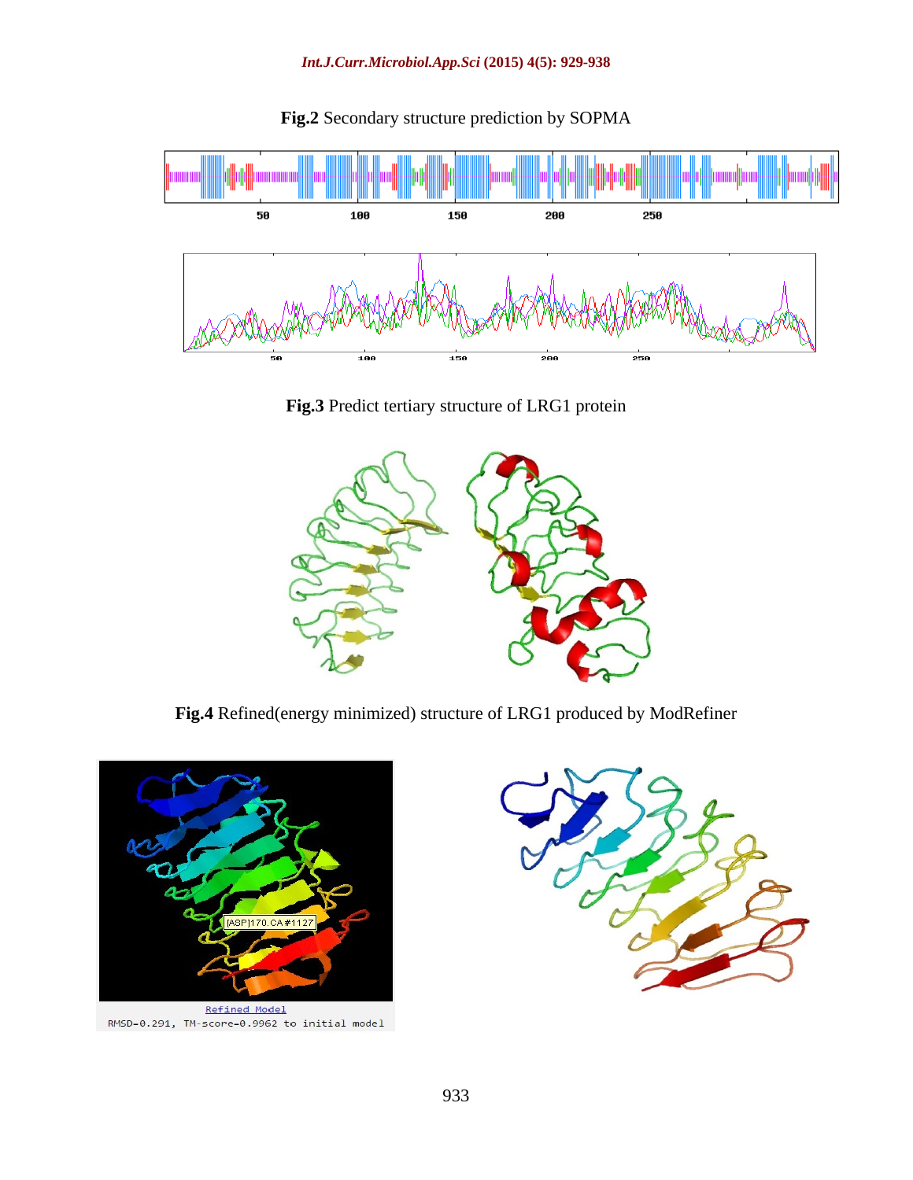**Fig.2** Secondary structure prediction by SOPMA

**Fig.3** Predict tertiary structure of LRG1 protein

**Fig.4** Refined(energy minimized) structure of LRG1 produced by ModRefiner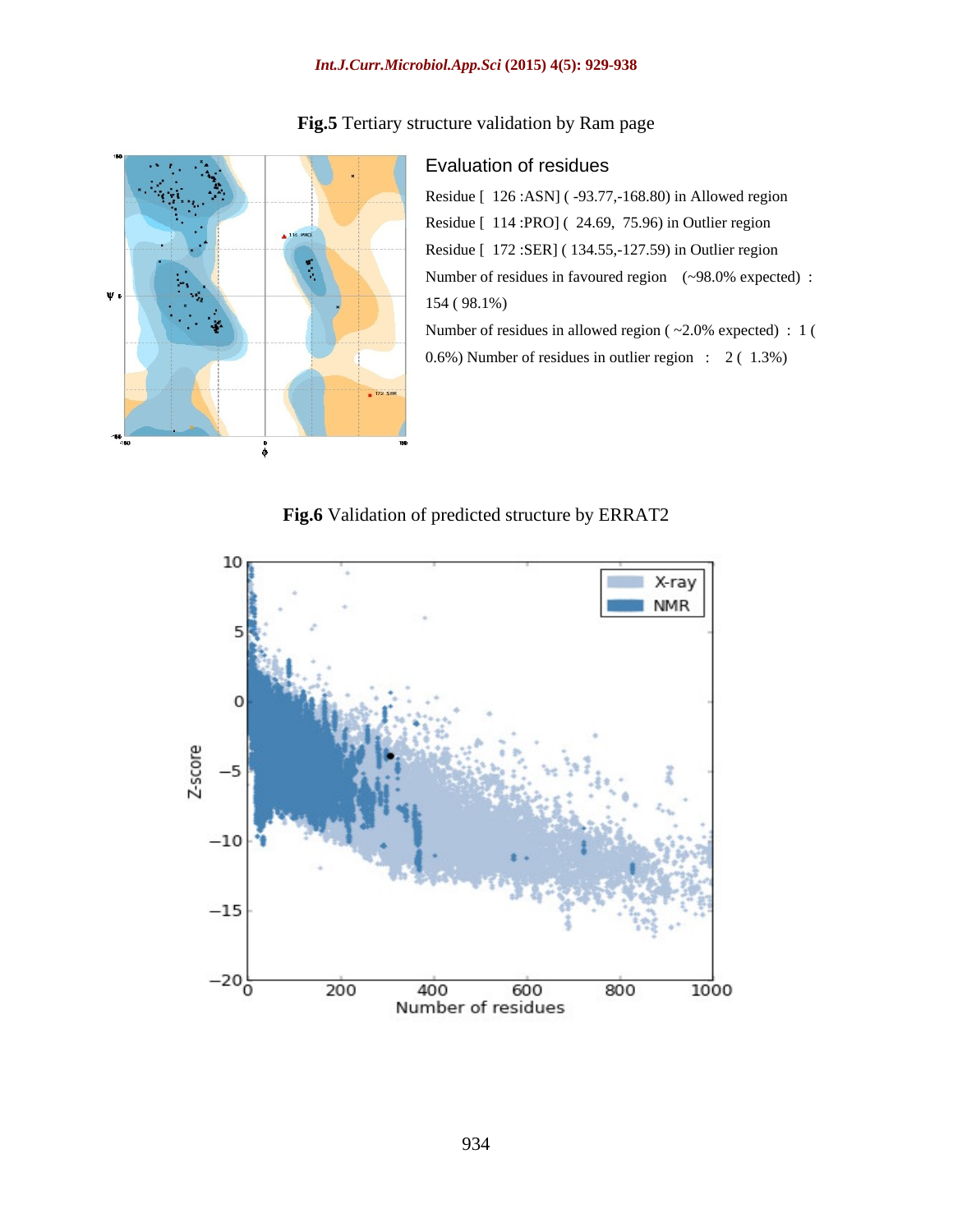**Fig.5** Tertiary structure validation by Ram page

Evaluation of residues

Residue [ 126 :ASN] ( -93.77,-168.80) in Allowed region

Residue [ 114 :PRO] ( 24.69, 75.96) in Outlier region

Residue [ 172 :SER] ( 134.55,-127.59) in Outlier region

Number of residues in favoured region (~98.0% expected) : 154 ( 98.1%)

Number of residues in allowed region ( ~2.0% expected) : 1 ( 0.6%) Number of residues in outlier region : 2 ( 1.3%)

**Fig.6** Validation of predicted structure by ERRAT2

X-ray
NMR
Z-score
Number of residues
10
5
0
−5
−10
−15
−20
0
200
400
600
800
1000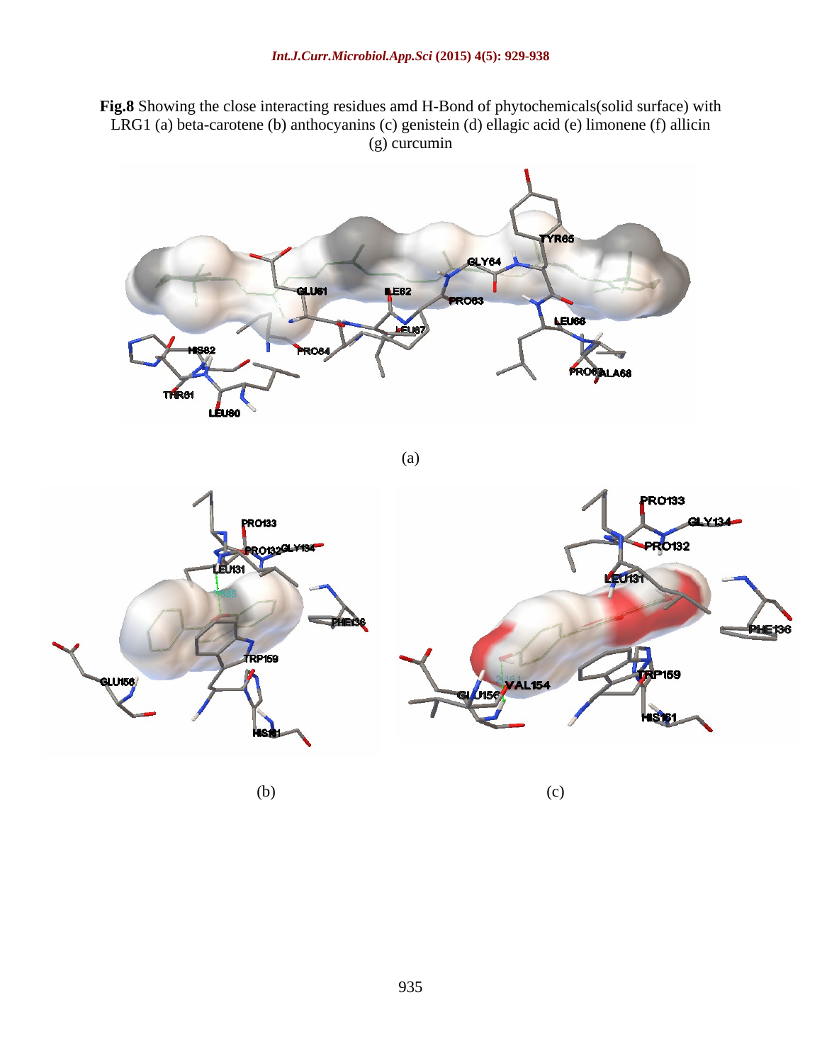**Fig.8** Showing the close interacting residues amd H-Bond of phytochemicals(solid surface) with LRG1 (a) beta-carotene (b) anthocyanins (c) genistein (d) ellagic acid (e) limonene (f) allicin (g) curcumin

(a)

(b)

(c)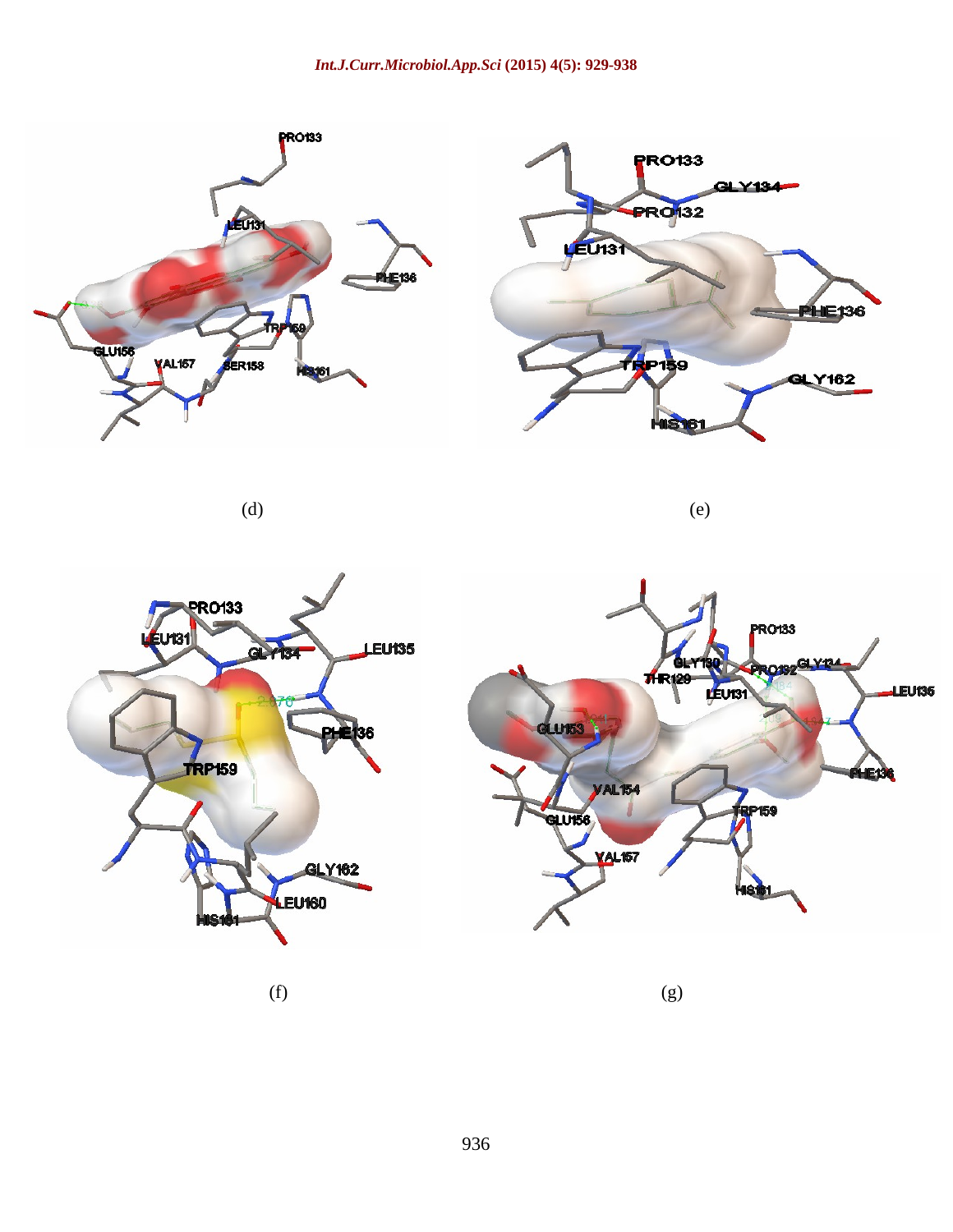(d)

(e)

(f)

(g)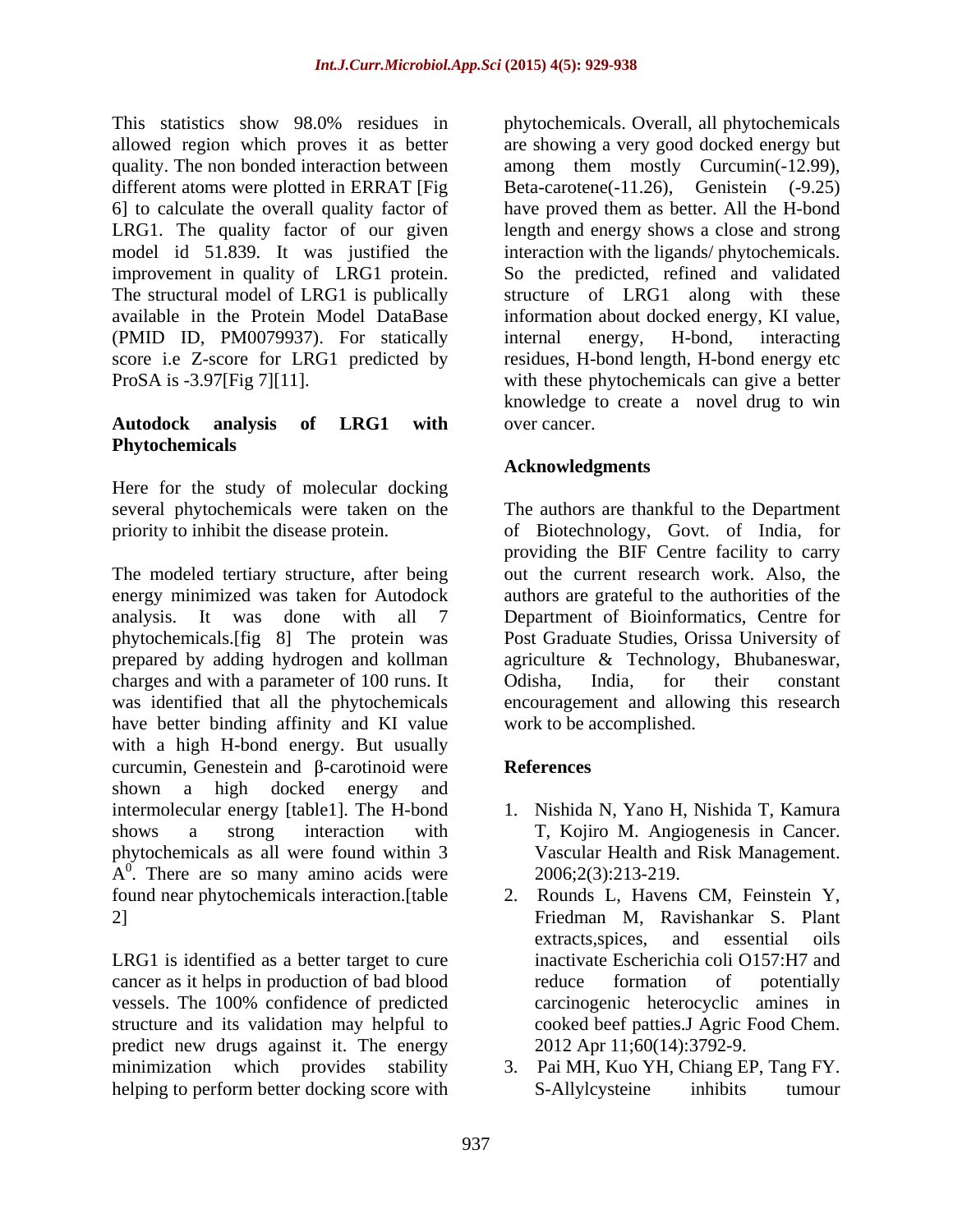This statistics show 98.0% residues in allowed region which proves it as better quality. The non bonded interaction between different atoms were plotted in ERRAT [Fig 6] to calculate the overall quality factor of LRG1. The quality factor of our given model id 51.839. It was justified the improvement in quality of LRG1 protein. The structural model of LRG1 is publically available in the Protein Model DataBase (PMID ID, PM0079937). For statically score i.e Z-score for LRG1 predicted by ProSA is -3.97[Fig 7][11].

### Autodock analysis of LRG1 with Phytochemicals

Here for the study of molecular docking several phytochemicals were taken on the priority to inhibit the disease protein.

The modeled tertiary structure, after being energy minimized was taken for Autodock analysis. It was done with all 7 phytochemicals.[fig 8] The protein was prepared by adding hydrogen and kollman charges and with a parameter of 100 runs. It was identified that all the phytochemicals have better binding affinity and KI value with a high H-bond energy. But usually curcumin, Genestein and β-carotinoid were shown a high docked energy and intermolecular energy [table1]. The H-bond shows a strong interaction with phytochemicals as all were found within 3 $A^0$. There are so many amino acids were found near phytochemicals interaction.[table 2]

LRG1 is identified as a better target to cure cancer as it helps in production of bad blood vessels. The 100% confidence of predicted structure and its validation may helpful to predict new drugs against it. The energy minimization which provides stability helping to perform better docking score with phytochemicals. Overall, all phytochemicals are showing a very good docked energy but among them mostly Curcumin(-12.99), Beta-carotene(-11.26), Genistein (-9.25) have proved them as better. All the H-bond length and energy shows a close and strong interaction with the ligands/ phytochemicals. So the predicted, refined and validated structure of LRG1 along with these information about docked energy, KI value, internal energy, H-bond, interacting residues, H-bond length, H-bond energy etc with these phytochemicals can give a better knowledge to create a novel drug to win over cancer.

### Acknowledgments

The authors are thankful to the Department of Biotechnology, Govt. of India, for providing the BIF Centre facility to carry out the current research work. Also, the authors are grateful to the authorities of the Department of Bioinformatics, Centre for Post Graduate Studies, Orissa University of agriculture & Technology, Bhubaneswar, Odisha, India, for their constant encouragement and allowing this research work to be accomplished.

### References

1. Nishida N, Yano H, Nishida T, Kamura T, Kojiro M. Angiogenesis in Cancer. Vascular Health and Risk Management. 2006;2(3):213-219.
2. Rounds L, Havens CM, Feinstein Y, Friedman M, Ravishankar S. Plant extracts,spices, and essential oils inactivate Escherichia coli O157:H7 and reduce formation of potentially carcinogenic heterocyclic amines in cooked beef patties.J Agric Food Chem. 2012 Apr 11;60(14):3792-9.
3. Pai MH, Kuo YH, Chiang EP, Tang FY. S-Allylcysteine inhibits tumour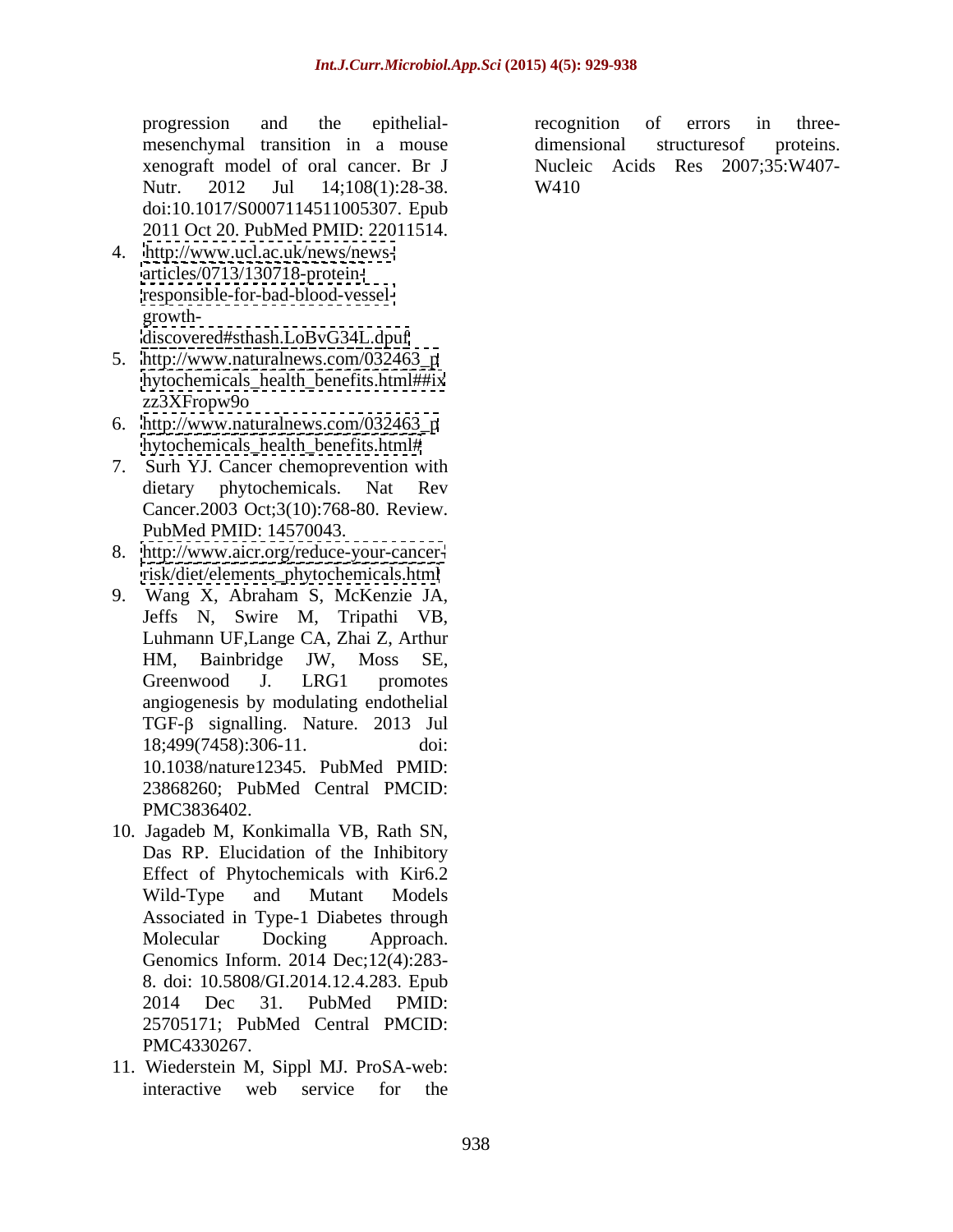progression and the epithelial-mesenchymal transition in a mouse xenograft model of oral cancer. Br J Nutr. 2012 Jul 14;108(1):28-38. doi:10.1017/S0007114511005307. Epub 2011 Oct 20. PubMed PMID: 22011514.

4. http://www.ucl.ac.uk/news/news-articles/0713/130718-protein-responsible-for-bad-blood-vessel-growth-discovered#sthash.LoBvG34L.dpuf
5. http://www.naturalnews.com/032463_phytochemicals_health_benefits.html##ixzz3XFropw9o
6. http://www.naturalnews.com/032463_phytochemicals_health_benefits.html#
7. Surh YJ. Cancer chemoprevention with dietary phytochemicals. Nat Rev Cancer.2003 Oct;3(10):768-80. Review. PubMed PMID: 14570043.
8. http://www.aicr.org/reduce-your-cancer-risk/diet/elements_phytochemicals.html
9. Wang X, Abraham S, McKenzie JA, Jeffs N, Swire M, Tripathi VB, Luhmann UF,Lange CA, Zhai Z, Arthur HM, Bainbridge JW, Moss SE, Greenwood J. LRG1 promotes angiogenesis by modulating endothelial TGF-β signalling. Nature. 2013 Jul 18;499(7458):306-11. doi: 10.1038/nature12345. PubMed PMID: 23868260; PubMed Central PMCID: PMC3836402.
10. Jagadeb M, Konkimalla VB, Rath SN, Das RP. Elucidation of the Inhibitory Effect of Phytochemicals with Kir6.2 Wild-Type and Mutant Models Associated in Type-1 Diabetes through Molecular Docking Approach. Genomics Inform. 2014 Dec;12(4):283-8. doi: 10.5808/GI.2014.12.4.283. Epub 2014 Dec 31. PubMed PMID: 25705171; PubMed Central PMCID: PMC4330267.
11. Wiederstein M, Sippl MJ. ProSA-web: interactive web service for the recognition of errors in three-dimensional structuresof proteins. Nucleic Acids Res 2007;35:W407-W410